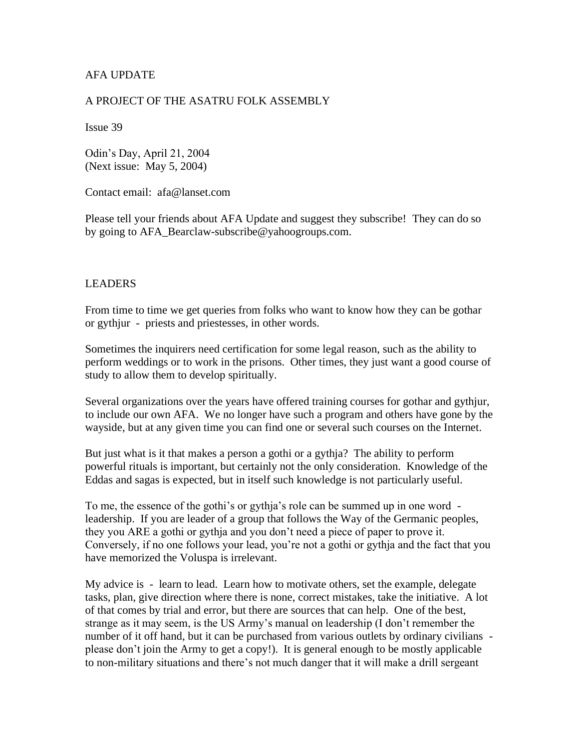AFA UPDATE

A PROJECT OF THE ASATRU FOLK ASSEMBLY

Issue 39

Odin's Day, April 21, 2004
(Next issue: May 5, 2004)

Contact email: afa@lanset.com

Please tell your friends about AFA Update and suggest they subscribe! They can do so by going to AFA_Bearclaw-subscribe@yahoogroups.com.

## LEADERS

From time to time we get queries from folks who want to know how they can be gothar or gythjur - priests and priestesses, in other words.

Sometimes the inquirers need certification for some legal reason, such as the ability to perform weddings or to work in the prisons. Other times, they just want a good course of study to allow them to develop spiritually.

Several organizations over the years have offered training courses for gothar and gythjur, to include our own AFA. We no longer have such a program and others have gone by the wayside, but at any given time you can find one or several such courses on the Internet.

But just what is it that makes a person a gothi or a gythja? The ability to perform powerful rituals is important, but certainly not the only consideration. Knowledge of the Eddas and sagas is expected, but in itself such knowledge is not particularly useful.

To me, the essence of the gothi's or gythja's role can be summed up in one word - leadership. If you are leader of a group that follows the Way of the Germanic peoples, they you ARE a gothi or gythja and you don't need a piece of paper to prove it. Conversely, if no one follows your lead, you're not a gothi or gythja and the fact that you have memorized the Voluspa is irrelevant.

My advice is - learn to lead. Learn how to motivate others, set the example, delegate tasks, plan, give direction where there is none, correct mistakes, take the initiative. A lot of that comes by trial and error, but there are sources that can help. One of the best, strange as it may seem, is the US Army's manual on leadership (I don't remember the number of it off hand, but it can be purchased from various outlets by ordinary civilians - please don't join the Army to get a copy!). It is general enough to be mostly applicable to non-military situations and there's not much danger that it will make a drill sergeant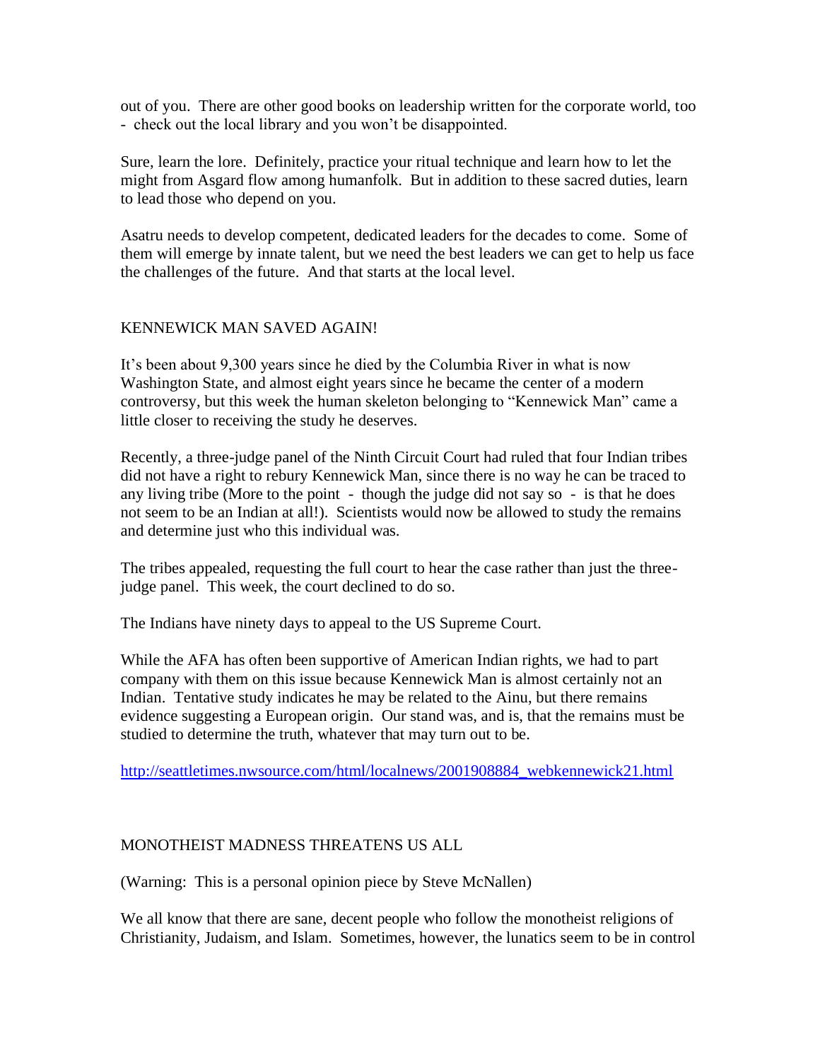out of you. There are other good books on leadership written for the corporate world, too - check out the local library and you won't be disappointed.

Sure, learn the lore. Definitely, practice your ritual technique and learn how to let the might from Asgard flow among humanfolk. But in addition to these sacred duties, learn to lead those who depend on you.

Asatru needs to develop competent, dedicated leaders for the decades to come. Some of them will emerge by innate talent, but we need the best leaders we can get to help us face the challenges of the future. And that starts at the local level.

## KENNEWICK MAN SAVED AGAIN!

It's been about 9,300 years since he died by the Columbia River in what is now Washington State, and almost eight years since he became the center of a modern controversy, but this week the human skeleton belonging to "Kennewick Man" came a little closer to receiving the study he deserves.

Recently, a three-judge panel of the Ninth Circuit Court had ruled that four Indian tribes did not have a right to rebury Kennewick Man, since there is no way he can be traced to any living tribe (More to the point - though the judge did not say so - is that he does not seem to be an Indian at all!). Scientists would now be allowed to study the remains and determine just who this individual was.

The tribes appealed, requesting the full court to hear the case rather than just the three-judge panel. This week, the court declined to do so.

The Indians have ninety days to appeal to the US Supreme Court.

While the AFA has often been supportive of American Indian rights, we had to part company with them on this issue because Kennewick Man is almost certainly not an Indian. Tentative study indicates he may be related to the Ainu, but there remains evidence suggesting a European origin. Our stand was, and is, that the remains must be studied to determine the truth, whatever that may turn out to be.

http://seattletimes.nwsource.com/html/localnews/2001908884_webkennewick21.html

## MONOTHEIST MADNESS THREATENS US ALL

(Warning: This is a personal opinion piece by Steve McNallen)

We all know that there are sane, decent people who follow the monotheist religions of Christianity, Judaism, and Islam. Sometimes, however, the lunatics seem to be in control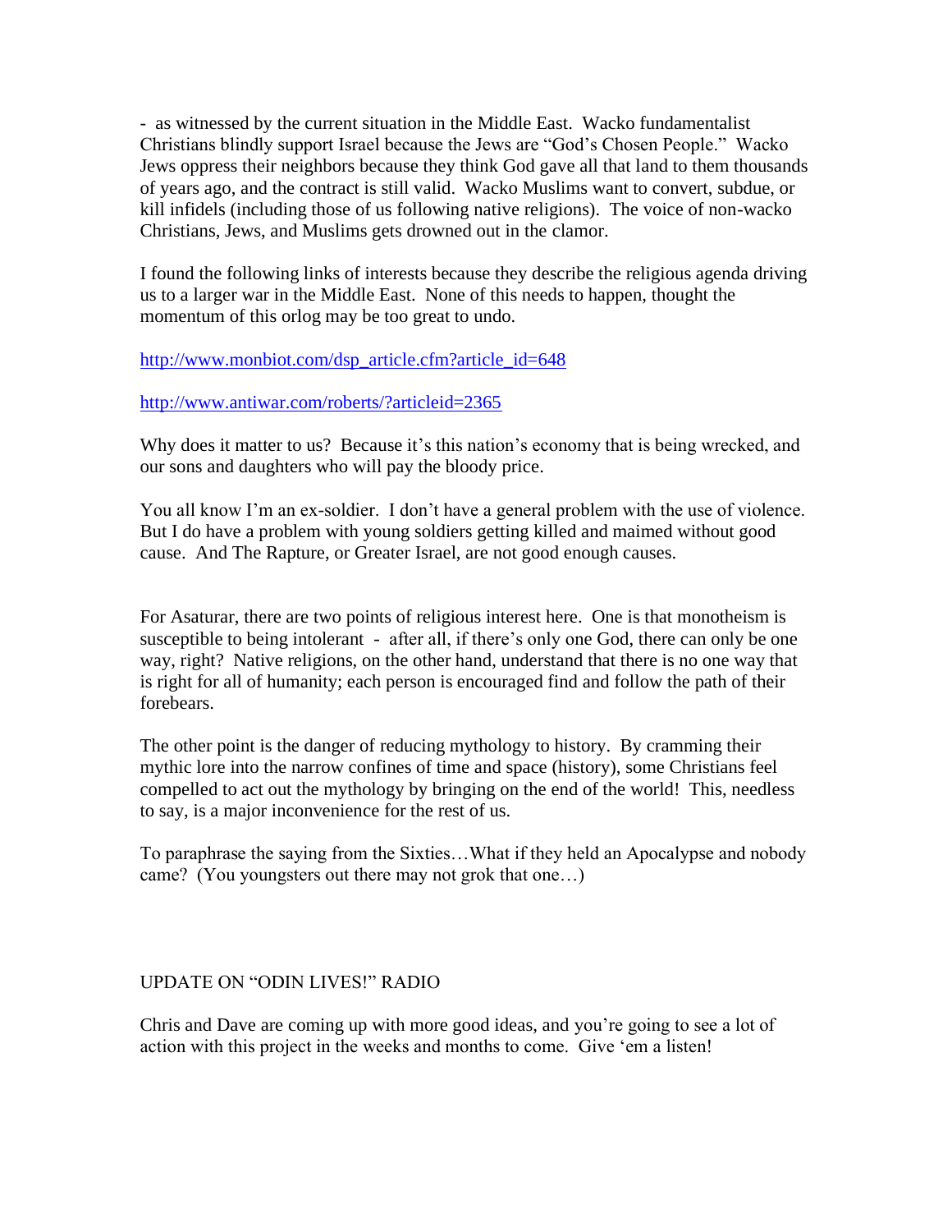- as witnessed by the current situation in the Middle East. Wacko fundamentalist Christians blindly support Israel because the Jews are "God's Chosen People." Wacko Jews oppress their neighbors because they think God gave all that land to them thousands of years ago, and the contract is still valid. Wacko Muslims want to convert, subdue, or kill infidels (including those of us following native religions). The voice of non-wacko Christians, Jews, and Muslims gets drowned out in the clamor.

I found the following links of interests because they describe the religious agenda driving us to a larger war in the Middle East. None of this needs to happen, thought the momentum of this orlog may be too great to undo.

http://www.monbiot.com/dsp_article.cfm?article_id=648

http://www.antiwar.com/roberts/?articleid=2365

Why does it matter to us? Because it's this nation's economy that is being wrecked, and our sons and daughters who will pay the bloody price.

You all know I'm an ex-soldier. I don't have a general problem with the use of violence. But I do have a problem with young soldiers getting killed and maimed without good cause. And The Rapture, or Greater Israel, are not good enough causes.

For Asaturar, there are two points of religious interest here. One is that monotheism is susceptible to being intolerant - after all, if there's only one God, there can only be one way, right? Native religions, on the other hand, understand that there is no one way that is right for all of humanity; each person is encouraged find and follow the path of their forebears.

The other point is the danger of reducing mythology to history. By cramming their mythic lore into the narrow confines of time and space (history), some Christians feel compelled to act out the mythology by bringing on the end of the world! This, needless to say, is a major inconvenience for the rest of us.

To paraphrase the saying from the Sixties…What if they held an Apocalypse and nobody came? (You youngsters out there may not grok that one…)

## UPDATE ON "ODIN LIVES!" RADIO

Chris and Dave are coming up with more good ideas, and you're going to see a lot of action with this project in the weeks and months to come. Give 'em a listen!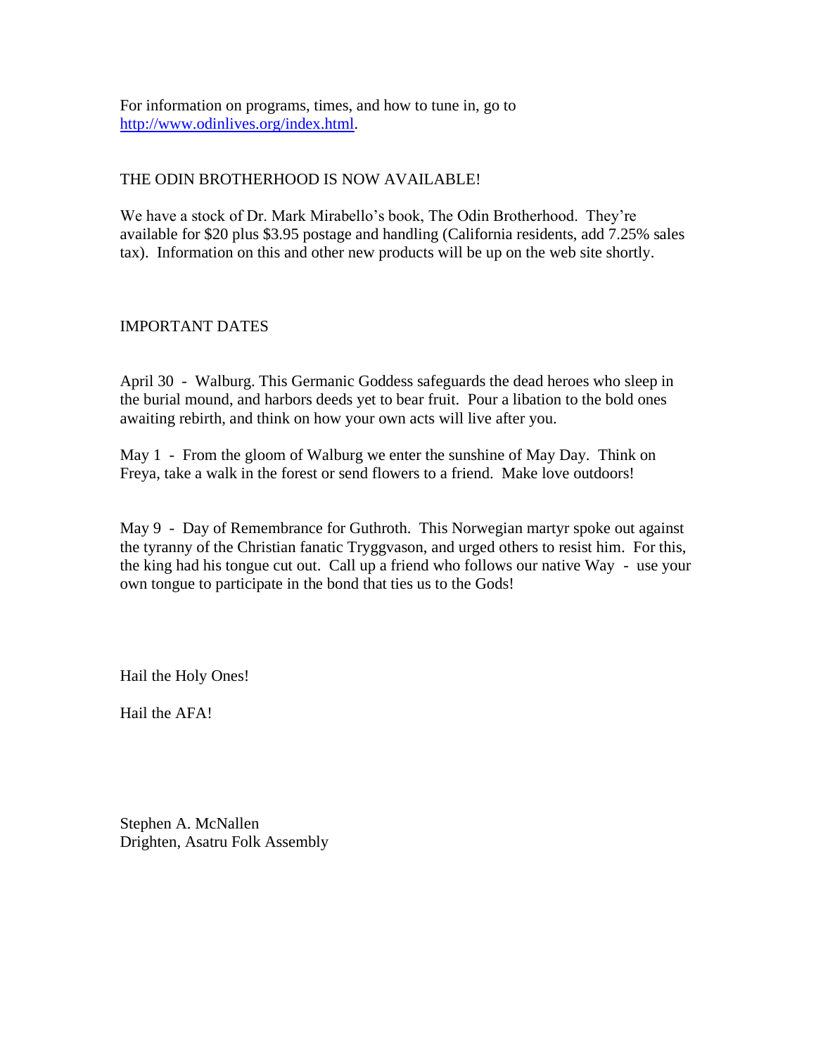For information on programs, times, and how to tune in, go to [http://www.odinlives.org/index.html](http://www.odinlives.org/index.html).

## THE ODIN BROTHERHOOD IS NOW AVAILABLE!

We have a stock of Dr. Mark Mirabello's book, The Odin Brotherhood. They're available for $20 plus $3.95 postage and handling (California residents, add 7.25% sales tax). Information on this and other new products will be up on the web site shortly.

## IMPORTANT DATES

April 30 - Walburg. This Germanic Goddess safeguards the dead heroes who sleep in the burial mound, and harbors deeds yet to bear fruit. Pour a libation to the bold ones awaiting rebirth, and think on how your own acts will live after you.

May 1 - From the gloom of Walburg we enter the sunshine of May Day. Think on Freya, take a walk in the forest or send flowers to a friend. Make love outdoors!

May 9 - Day of Remembrance for Guthroth. This Norwegian martyr spoke out against the tyranny of the Christian fanatic Tryggvason, and urged others to resist him. For this, the king had his tongue cut out. Call up a friend who follows our native Way - use your own tongue to participate in the bond that ties us to the Gods!

Hail the Holy Ones!

Hail the AFA!

Stephen A. McNallen
Drighten, Asatru Folk Assembly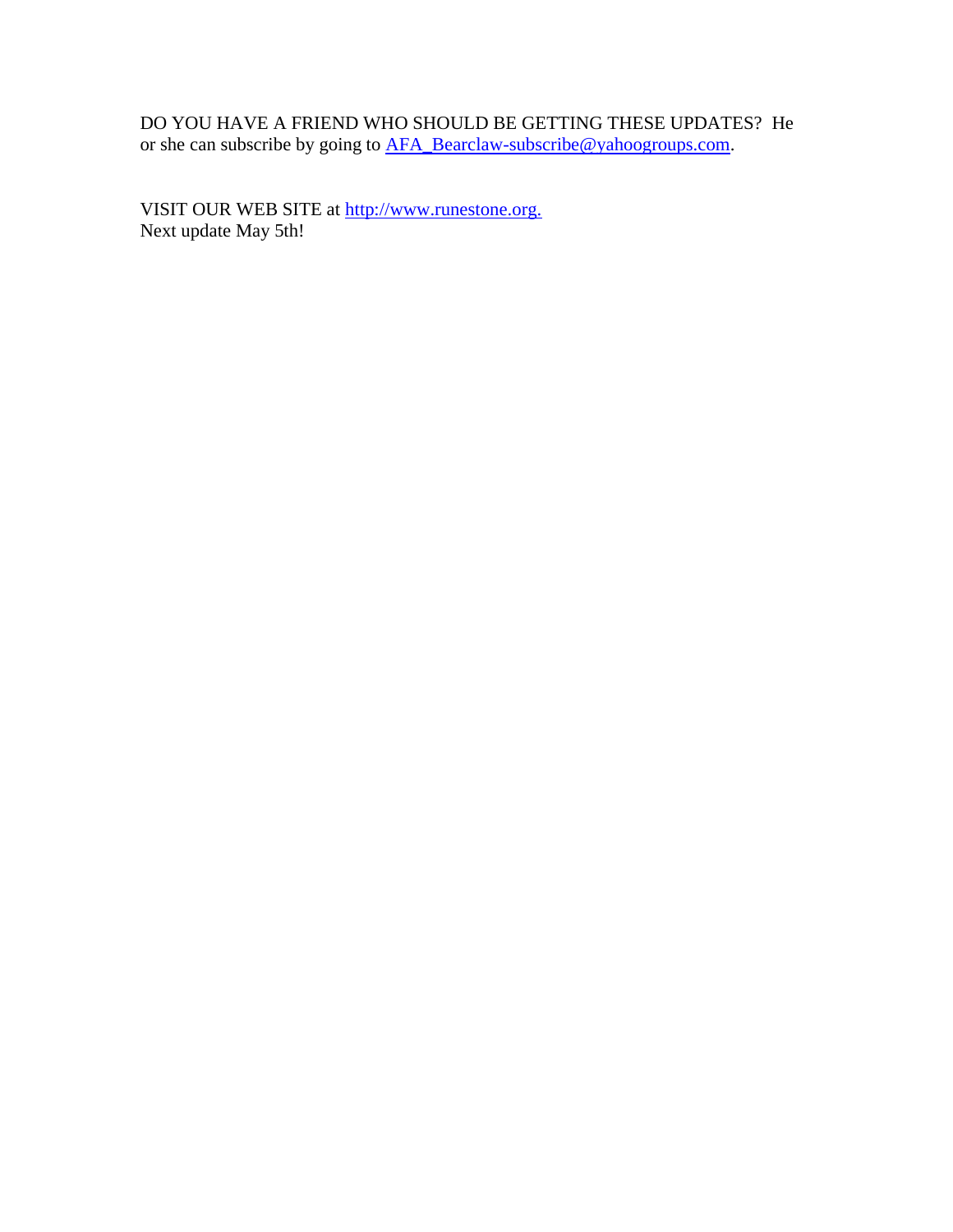DO YOU HAVE A FRIEND WHO SHOULD BE GETTING THESE UPDATES? He or she can subscribe by going to AFA_Bearclaw-subscribe@yahoogroups.com.

VISIT OUR WEB SITE at http://www.runestone.org.
Next update May 5th!